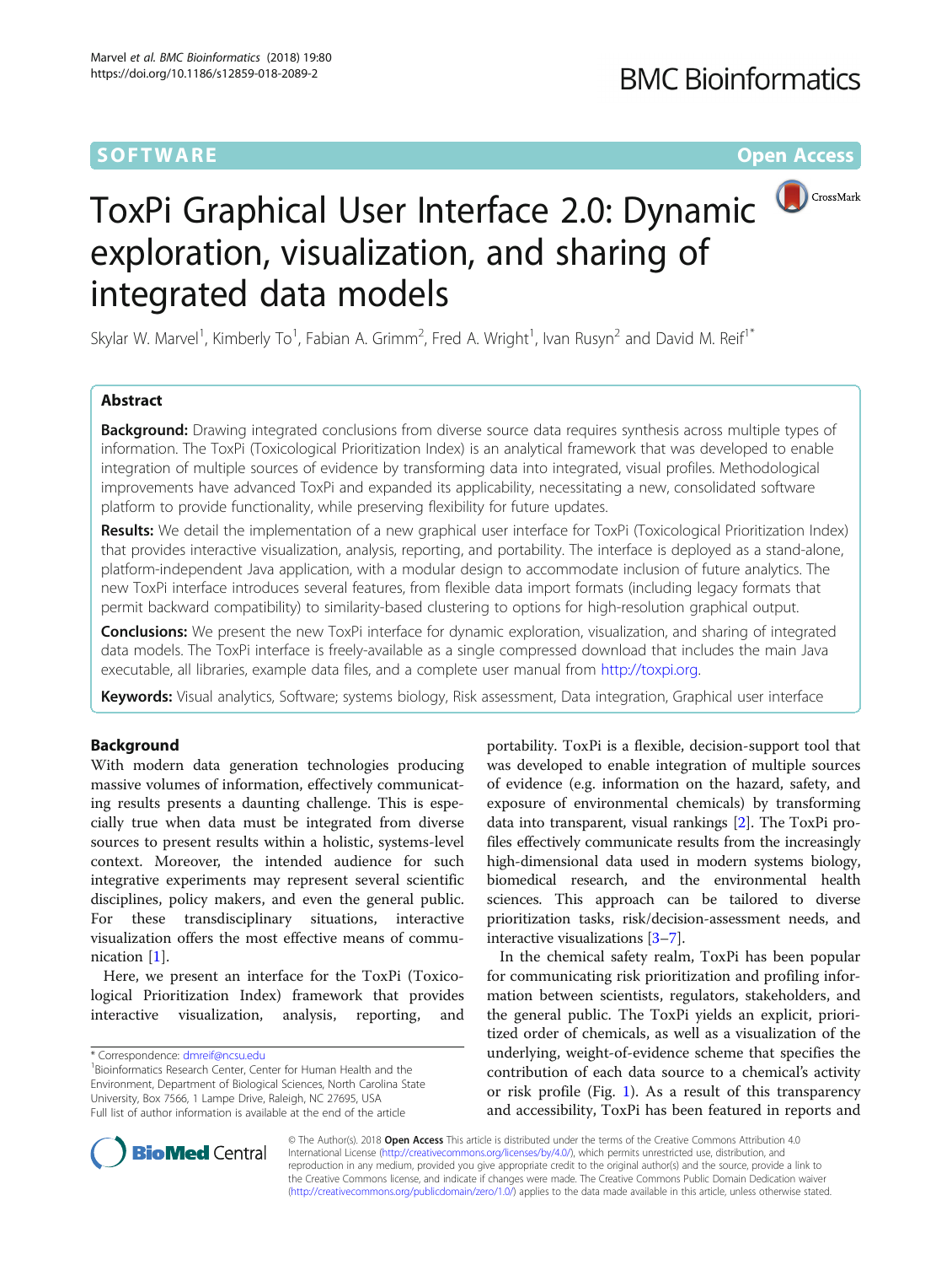SOFTWARE

Open Access

# ToxPi Graphical User Interface 2.0: Dynamic exploration, visualization, and sharing of integrated data models

Skylar W. Marvel[1], Kimberly To[1], Fabian A. Grimm[2], Fred A. Wright[1], Ivan Rusyn[2] and David M. Reif[1*]

## Abstract

**Background:** Drawing integrated conclusions from diverse source data requires synthesis across multiple types of information. The ToxPi (Toxicological Prioritization Index) is an analytical framework that was developed to enable integration of multiple sources of evidence by transforming data into integrated, visual profiles. Methodological improvements have advanced ToxPi and expanded its applicability, necessitating a new, consolidated software platform to provide functionality, while preserving flexibility for future updates.

**Results:** We detail the implementation of a new graphical user interface for ToxPi (Toxicological Prioritization Index) that provides interactive visualization, analysis, reporting, and portability. The interface is deployed as a stand-alone, platform-independent Java application, with a modular design to accommodate inclusion of future analytics. The new ToxPi interface introduces several features, from flexible data import formats (including legacy formats that permit backward compatibility) to similarity-based clustering to options for high-resolution graphical output.

**Conclusions:** We present the new ToxPi interface for dynamic exploration, visualization, and sharing of integrated data models. The ToxPi interface is freely-available as a single compressed download that includes the main Java executable, all libraries, example data files, and a complete user manual from http://toxpi.org.

**Keywords:** Visual analytics, Software; systems biology, Risk assessment, Data integration, Graphical user interface

## Background

With modern data generation technologies producing massive volumes of information, effectively communicating results presents a daunting challenge. This is especially true when data must be integrated from diverse sources to present results within a holistic, systems-level context. Moreover, the intended audience for such integrative experiments may represent several scientific disciplines, policy makers, and even the general public. For these transdisciplinary situations, interactive visualization offers the most effective means of communication [1].

Here, we present an interface for the ToxPi (Toxicological Prioritization Index) framework that provides interactive visualization, analysis, reporting, and portability. ToxPi is a flexible, decision-support tool that was developed to enable integration of multiple sources of evidence (e.g. information on the hazard, safety, and exposure of environmental chemicals) by transforming data into transparent, visual rankings [2]. The ToxPi profiles effectively communicate results from the increasingly high-dimensional data used in modern systems biology, biomedical research, and the environmental health sciences. This approach can be tailored to diverse prioritization tasks, risk/decision-assessment needs, and interactive visualizations [3–7].

In the chemical safety realm, ToxPi has been popular for communicating risk prioritization and profiling information between scientists, regulators, stakeholders, and the general public. The ToxPi yields an explicit, prioritized order of chemicals, as well as a visualization of the underlying, weight-of-evidence scheme that specifies the contribution of each data source to a chemical's activity or risk profile (Fig. 1). As a result of this transparency and accessibility, ToxPi has been featured in reports and

\* Correspondence: dmreif@ncsu.edu
[1]Bioinformatics Research Center, Center for Human Health and the Environment, Department of Biological Sciences, North Carolina State University, Box 7566, 1 Lampe Drive, Raleigh, NC 27695, USA
Full list of author information is available at the end of the article

© The Author(s). 2018 **Open Access** This article is distributed under the terms of the Creative Commons Attribution 4.0 International License (http://creativecommons.org/licenses/by/4.0/), which permits unrestricted use, distribution, and reproduction in any medium, provided you give appropriate credit to the original author(s) and the source, provide a link to the Creative Commons license, and indicate if changes were made. The Creative Commons Public Domain Dedication waiver (http://creativecommons.org/publicdomain/zero/1.0/) applies to the data made available in this article, unless otherwise stated.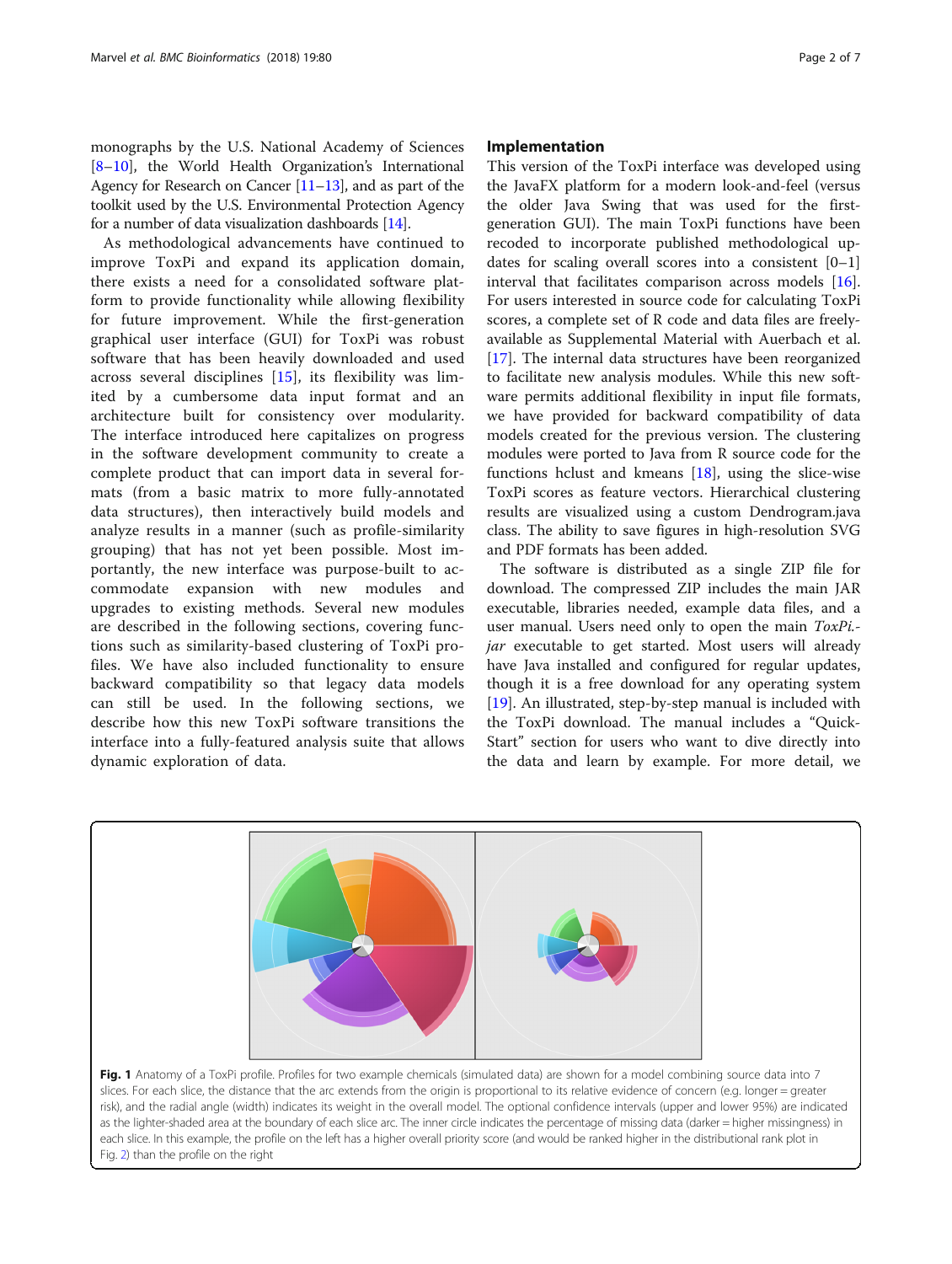monographs by the U.S. National Academy of Sciences [8–10], the World Health Organization's International Agency for Research on Cancer [11–13], and as part of the toolkit used by the U.S. Environmental Protection Agency for a number of data visualization dashboards [14].

As methodological advancements have continued to improve ToxPi and expand its application domain, there exists a need for a consolidated software platform to provide functionality while allowing flexibility for future improvement. While the first-generation graphical user interface (GUI) for ToxPi was robust software that has been heavily downloaded and used across several disciplines [15], its flexibility was limited by a cumbersome data input format and an architecture built for consistency over modularity. The interface introduced here capitalizes on progress in the software development community to create a complete product that can import data in several formats (from a basic matrix to more fully-annotated data structures), then interactively build models and analyze results in a manner (such as profile-similarity grouping) that has not yet been possible. Most importantly, the new interface was purpose-built to accommodate expansion with new modules and upgrades to existing methods. Several new modules are described in the following sections, covering functions such as similarity-based clustering of ToxPi profiles. We have also included functionality to ensure backward compatibility so that legacy data models can still be used. In the following sections, we describe how this new ToxPi software transitions the interface into a fully-featured analysis suite that allows dynamic exploration of data.

## Implementation

This version of the ToxPi interface was developed using the JavaFX platform for a modern look-and-feel (versus the older Java Swing that was used for the first-generation GUI). The main ToxPi functions have been recoded to incorporate published methodological updates for scaling overall scores into a consistent [0–1] interval that facilitates comparison across models [16]. For users interested in source code for calculating ToxPi scores, a complete set of R code and data files are freely-available as Supplemental Material with Auerbach et al. [17]. The internal data structures have been reorganized to facilitate new analysis modules. While this new software permits additional flexibility in input file formats, we have provided for backward compatibility of data models created for the previous version. The clustering modules were ported to Java from R source code for the functions hclust and kmeans [18], using the slice-wise ToxPi scores as feature vectors. Hierarchical clustering results are visualized using a custom Dendrogram.java class. The ability to save figures in high-resolution SVG and PDF formats has been added.

The software is distributed as a single ZIP file for download. The compressed ZIP includes the main JAR executable, libraries needed, example data files, and a user manual. Users need only to open the main *ToxPi.jar* executable to get started. Most users will already have Java installed and configured for regular updates, though it is a free download for any operating system [19]. An illustrated, step-by-step manual is included with the ToxPi download. The manual includes a "Quick-Start" section for users who want to dive directly into the data and learn by example. For more detail, we

**Fig. 1** Anatomy of a ToxPi profile. Profiles for two example chemicals (simulated data) are shown for a model combining source data into 7 slices. For each slice, the distance that the arc extends from the origin is proportional to its relative evidence of concern (e.g. longer = greater risk), and the radial angle (width) indicates its weight in the overall model. The optional confidence intervals (upper and lower 95%) are indicated as the lighter-shaded area at the boundary of each slice arc. The inner circle indicates the percentage of missing data (darker = higher missingness) in each slice. In this example, the profile on the left has a higher overall priority score (and would be ranked higher in the distributional rank plot in Fig. 2) than the profile on the right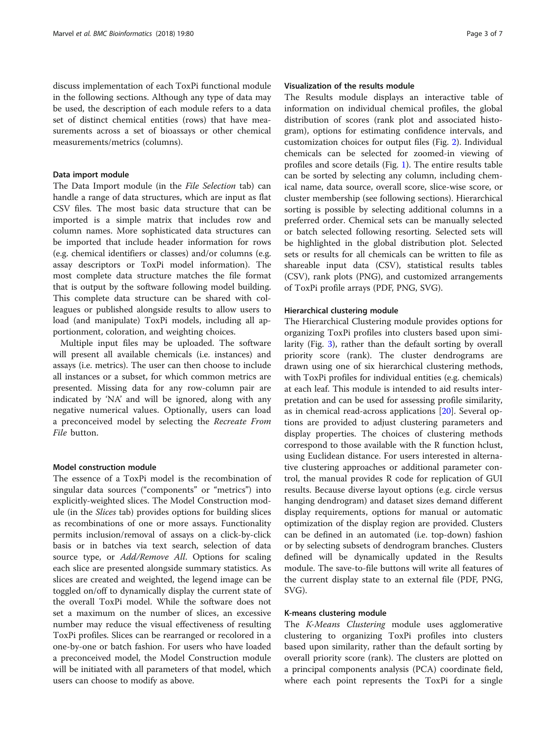discuss implementation of each ToxPi functional module in the following sections. Although any type of data may be used, the description of each module refers to a data set of distinct chemical entities (rows) that have measurements across a set of bioassays or other chemical measurements/metrics (columns).

### Data import module

The Data Import module (in the *File Selection* tab) can handle a range of data structures, which are input as flat CSV files. The most basic data structure that can be imported is a simple matrix that includes row and column names. More sophisticated data structures can be imported that include header information for rows (e.g. chemical identifiers or classes) and/or columns (e.g. assay descriptors or ToxPi model information). The most complete data structure matches the file format that is output by the software following model building. This complete data structure can be shared with colleagues or published alongside results to allow users to load (and manipulate) ToxPi models, including all apportionment, coloration, and weighting choices.

Multiple input files may be uploaded. The software will present all available chemicals (i.e. instances) and assays (i.e. metrics). The user can then choose to include all instances or a subset, for which common metrics are presented. Missing data for any row-column pair are indicated by 'NA' and will be ignored, along with any negative numerical values. Optionally, users can load a preconceived model by selecting the *Recreate From File* button.

### Model construction module

The essence of a ToxPi model is the recombination of singular data sources ("components" or "metrics") into explicitly-weighted slices. The Model Construction module (in the *Slices* tab) provides options for building slices as recombinations of one or more assays. Functionality permits inclusion/removal of assays on a click-by-click basis or in batches via text search, selection of data source type, or *Add/Remove All*. Options for scaling each slice are presented alongside summary statistics. As slices are created and weighted, the legend image can be toggled on/off to dynamically display the current state of the overall ToxPi model. While the software does not set a maximum on the number of slices, an excessive number may reduce the visual effectiveness of resulting ToxPi profiles. Slices can be rearranged or recolored in a one-by-one or batch fashion. For users who have loaded a preconceived model, the Model Construction module will be initiated with all parameters of that model, which users can choose to modify as above.

### Visualization of the results module

The Results module displays an interactive table of information on individual chemical profiles, the global distribution of scores (rank plot and associated histogram), options for estimating confidence intervals, and customization choices for output files (Fig. 2). Individual chemicals can be selected for zoomed-in viewing of profiles and score details (Fig. 1). The entire results table can be sorted by selecting any column, including chemical name, data source, overall score, slice-wise score, or cluster membership (see following sections). Hierarchical sorting is possible by selecting additional columns in a preferred order. Chemical sets can be manually selected or batch selected following resorting. Selected sets will be highlighted in the global distribution plot. Selected sets or results for all chemicals can be written to file as shareable input data (CSV), statistical results tables (CSV), rank plots (PNG), and customized arrangements of ToxPi profile arrays (PDF, PNG, SVG).

### Hierarchical clustering module

The Hierarchical Clustering module provides options for organizing ToxPi profiles into clusters based upon similarity (Fig. 3), rather than the default sorting by overall priority score (rank). The cluster dendrograms are drawn using one of six hierarchical clustering methods, with ToxPi profiles for individual entities (e.g. chemicals) at each leaf. This module is intended to aid results interpretation and can be used for assessing profile similarity, as in chemical read-across applications [20]. Several options are provided to adjust clustering parameters and display properties. The choices of clustering methods correspond to those available with the R function hclust, using Euclidean distance. For users interested in alternative clustering approaches or additional parameter control, the manual provides R code for replication of GUI results. Because diverse layout options (e.g. circle versus hanging dendrogram) and dataset sizes demand different display requirements, options for manual or automatic optimization of the display region are provided. Clusters can be defined in an automated (i.e. top-down) fashion or by selecting subsets of dendrogram branches. Clusters defined will be dynamically updated in the Results module. The save-to-file buttons will write all features of the current display state to an external file (PDF, PNG, SVG).

### K-means clustering module

The *K-Means Clustering* module uses agglomerative clustering to organizing ToxPi profiles into clusters based upon similarity, rather than the default sorting by overall priority score (rank). The clusters are plotted on a principal components analysis (PCA) coordinate field, where each point represents the ToxPi for a single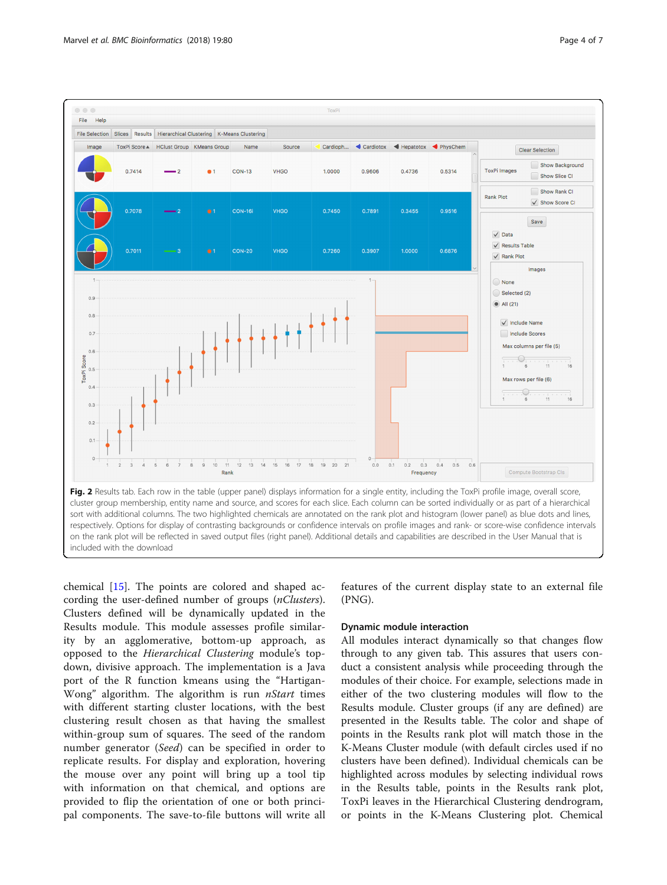File Help

File Selection | Slices | Results | Hierarchical Clustering | K-Means Clustering

| Image | ToxPi Score | HClust Group | KMeans Group | Name | Source | Cardioph... | Cardiotox | Hepatotox | PhysChem |
|---|---|---|---|---|---|---|---|---|---|
| | 0.7414 | 2 | 1 | CON-13 | VHGO | 1.0000 | 0.9606 | 0.4736 | 0.5314 |
| | 0.7078 | 2 | 1 | CON-16i | VHGO | 0.7450 | 0.7891 | 0.3455 | 0.9516 |
| | 0.7011 | 3 | 1 | CON-20 | VHGO | 0.7260 | 0.3907 | 1.0000 | 0.6876 |

Clear Selection

ToxPi Images: Show Background, Show Slice CI

Rank Plot: Show Rank CI, Show Score CI

Save: Data, Results Table, Rank Plot

Images: None, Selected (2), All (21)

Include Name, Include Scores

Max columns per file (5)

Max rows per file (6)

Compute Bootstrap CIs

ToxPi Score

Rank

Frequency

**Fig. 2** Results tab. Each row in the table (upper panel) displays information for a single entity, including the ToxPi profile image, overall score, cluster group membership, entity name and source, and scores for each slice. Each column can be sorted individually or as part of a hierarchical sort with additional columns. The two highlighted chemicals are annotated on the rank plot and histogram (lower panel) as blue dots and lines, respectively. Options for display of contrasting backgrounds or confidence intervals on profile images and rank- or score-wise confidence intervals on the rank plot will be reflected in saved output files (right panel). Additional details and capabilities are described in the User Manual that is included with the download

chemical [15]. The points are colored and shaped according the user-defined number of groups (*nClusters*). Clusters defined will be dynamically updated in the Results module. This module assesses profile similarity by an agglomerative, bottom-up approach, as opposed to the *Hierarchical Clustering* module's top-down, divisive approach. The implementation is a Java port of the R function kmeans using the "Hartigan-Wong" algorithm. The algorithm is run *nStart* times with different starting cluster locations, with the best clustering result chosen as that having the smallest within-group sum of squares. The seed of the random number generator (*Seed*) can be specified in order to replicate results. For display and exploration, hovering the mouse over any point will bring up a tool tip with information on that chemical, and options are provided to flip the orientation of one or both principal components. The save-to-file buttons will write all features of the current display state to an external file (PNG).

### Dynamic module interaction

All modules interact dynamically so that changes flow through to any given tab. This assures that users conduct a consistent analysis while proceeding through the modules of their choice. For example, selections made in either of the two clustering modules will flow to the Results module. Cluster groups (if any are defined) are presented in the Results table. The color and shape of points in the Results rank plot will match those in the K-Means Cluster module (with default circles used if no clusters have been defined). Individual chemicals can be highlighted across modules by selecting individual rows in the Results table, points in the Results rank plot, ToxPi leaves in the Hierarchical Clustering dendrogram, or points in the K-Means Clustering plot. Chemical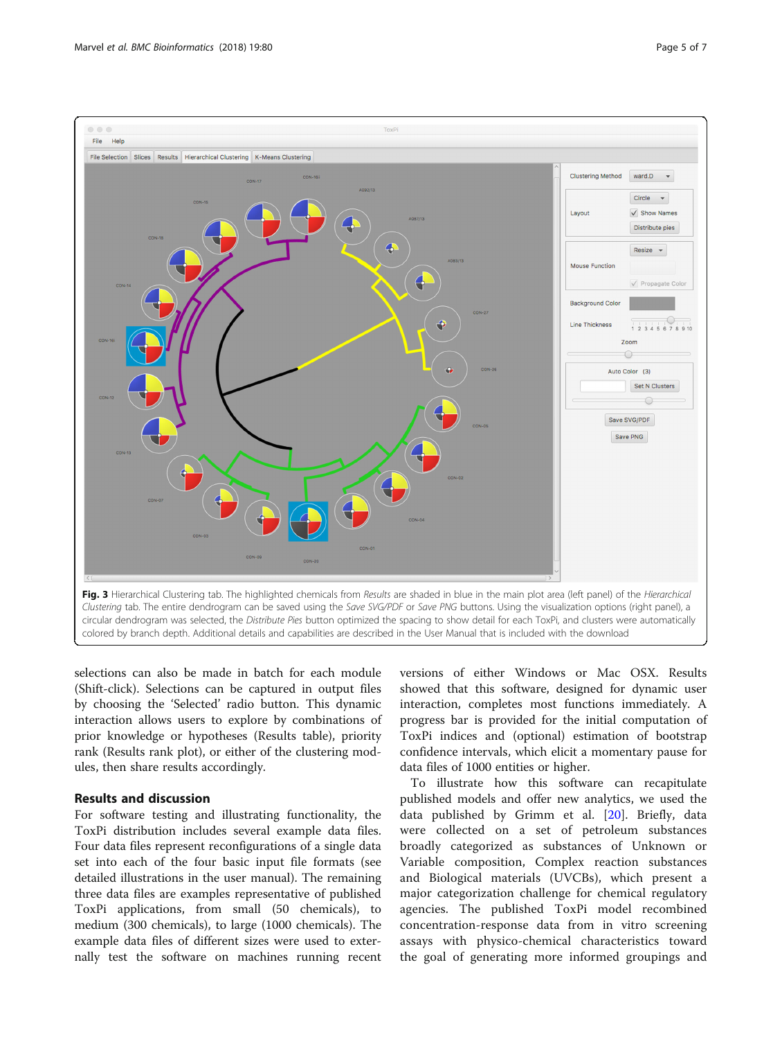ToxPi

File Help

File Selection | Slices | Results | Hierarchical Clustering | K-Means Clustering

Clustering Method ward.D

Layout Circle

Show Names

Distribute pies

Mouse Function Resize

Propagate Color

Background Color

Line Thickness

1 2 3 4 5 6 7 8 9 10

Zoom

Auto Color (3)

Set N Clusters

Save SVG/PDF

Save PNG

**Fig. 3** Hierarchical Clustering tab. The highlighted chemicals from *Results* are shaded in blue in the main plot area (left panel) of the *Hierarchical Clustering* tab. The entire dendrogram can be saved using the *Save SVG/PDF* or *Save PNG* buttons. Using the visualization options (right panel), a circular dendrogram was selected, the *Distribute Pies* button optimized the spacing to show detail for each ToxPi, and clusters were automatically colored by branch depth. Additional details and capabilities are described in the User Manual that is included with the download

selections can also be made in batch for each module (Shift-click). Selections can be captured in output files by choosing the 'Selected' radio button. This dynamic interaction allows users to explore by combinations of prior knowledge or hypotheses (Results table), priority rank (Results rank plot), or either of the clustering modules, then share results accordingly.

## Results and discussion

For software testing and illustrating functionality, the ToxPi distribution includes several example data files. Four data files represent reconfigurations of a single data set into each of the four basic input file formats (see detailed illustrations in the user manual). The remaining three data files are examples representative of published ToxPi applications, from small (50 chemicals), to medium (300 chemicals), to large (1000 chemicals). The example data files of different sizes were used to externally test the software on machines running recent versions of either Windows or Mac OSX. Results showed that this software, designed for dynamic user interaction, completes most functions immediately. A progress bar is provided for the initial computation of ToxPi indices and (optional) estimation of bootstrap confidence intervals, which elicit a momentary pause for data files of 1000 entities or higher.

To illustrate how this software can recapitulate published models and offer new analytics, we used the data published by Grimm et al. [20]. Briefly, data were collected on a set of petroleum substances broadly categorized as substances of Unknown or Variable composition, Complex reaction substances and Biological materials (UVCBs), which present a major categorization challenge for chemical regulatory agencies. The published ToxPi model recombined concentration-response data from in vitro screening assays with physico-chemical characteristics toward the goal of generating more informed groupings and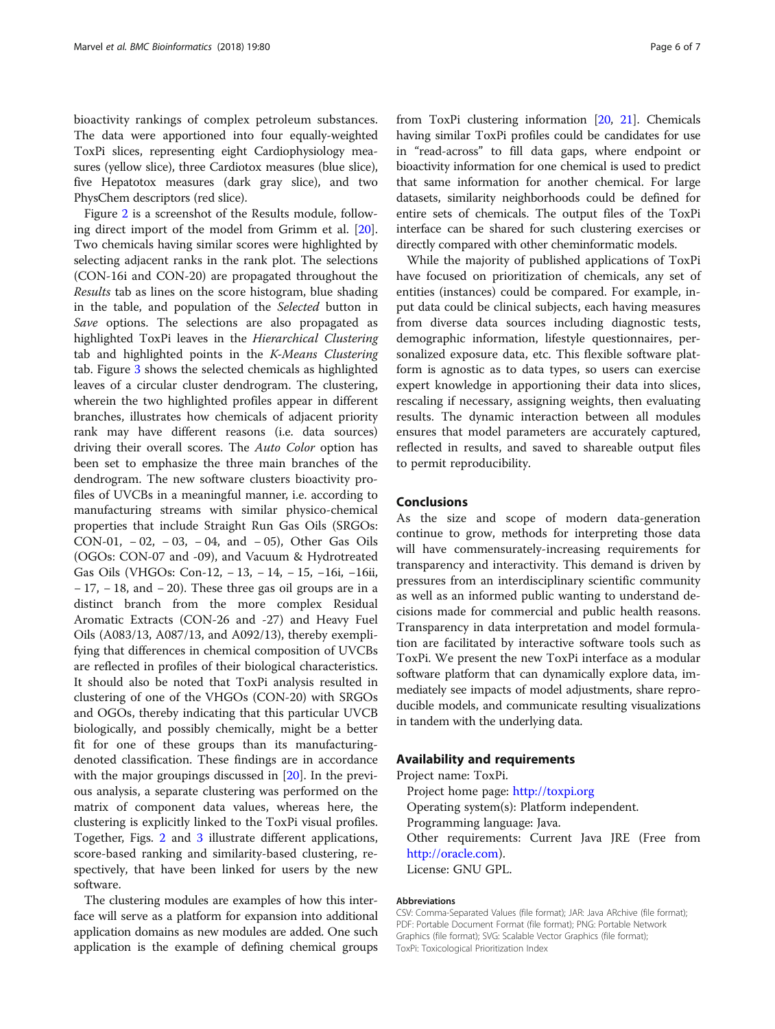bioactivity rankings of complex petroleum substances. The data were apportioned into four equally-weighted ToxPi slices, representing eight Cardiophysiology measures (yellow slice), three Cardiotox measures (blue slice), five Hepatotox measures (dark gray slice), and two PhysChem descriptors (red slice).

Figure 2 is a screenshot of the Results module, following direct import of the model from Grimm et al. [20]. Two chemicals having similar scores were highlighted by selecting adjacent ranks in the rank plot. The selections (CON-16i and CON-20) are propagated throughout the *Results* tab as lines on the score histogram, blue shading in the table, and population of the *Selected* button in *Save* options. The selections are also propagated as highlighted ToxPi leaves in the *Hierarchical Clustering* tab and highlighted points in the *K-Means Clustering* tab. Figure 3 shows the selected chemicals as highlighted leaves of a circular cluster dendrogram. The clustering, wherein the two highlighted profiles appear in different branches, illustrates how chemicals of adjacent priority rank may have different reasons (i.e. data sources) driving their overall scores. The *Auto Color* option has been set to emphasize the three main branches of the dendrogram. The new software clusters bioactivity profiles of UVCBs in a meaningful manner, i.e. according to manufacturing streams with similar physico-chemical properties that include Straight Run Gas Oils (SRGOs: CON-01, − 02, − 03, − 04, and − 05), Other Gas Oils (OGOs: CON-07 and -09), and Vacuum & Hydrotreated Gas Oils (VHGOs: Con-12, − 13, − 14, − 15, −16i, −16ii, − 17, − 18, and − 20). These three gas oil groups are in a distinct branch from the more complex Residual Aromatic Extracts (CON-26 and -27) and Heavy Fuel Oils (A083/13, A087/13, and A092/13), thereby exemplifying that differences in chemical composition of UVCBs are reflected in profiles of their biological characteristics. It should also be noted that ToxPi analysis resulted in clustering of one of the VHGOs (CON-20) with SRGOs and OGOs, thereby indicating that this particular UVCB biologically, and possibly chemically, might be a better fit for one of these groups than its manufacturing-denoted classification. These findings are in accordance with the major groupings discussed in [20]. In the previous analysis, a separate clustering was performed on the matrix of component data values, whereas here, the clustering is explicitly linked to the ToxPi visual profiles. Together, Figs. 2 and 3 illustrate different applications, score-based ranking and similarity-based clustering, respectively, that have been linked for users by the new software.

The clustering modules are examples of how this interface will serve as a platform for expansion into additional application domains as new modules are added. One such application is the example of defining chemical groups from ToxPi clustering information [20, 21]. Chemicals having similar ToxPi profiles could be candidates for use in "read-across" to fill data gaps, where endpoint or bioactivity information for one chemical is used to predict that same information for another chemical. For large datasets, similarity neighborhoods could be defined for entire sets of chemicals. The output files of the ToxPi interface can be shared for such clustering exercises or directly compared with other cheminformatic models.

While the majority of published applications of ToxPi have focused on prioritization of chemicals, any set of entities (instances) could be compared. For example, input data could be clinical subjects, each having measures from diverse data sources including diagnostic tests, demographic information, lifestyle questionnaires, personalized exposure data, etc. This flexible software platform is agnostic as to data types, so users can exercise expert knowledge in apportioning their data into slices, rescaling if necessary, assigning weights, then evaluating results. The dynamic interaction between all modules ensures that model parameters are accurately captured, reflected in results, and saved to shareable output files to permit reproducibility.

## Conclusions

As the size and scope of modern data-generation continue to grow, methods for interpreting those data will have commensurately-increasing requirements for transparency and interactivity. This demand is driven by pressures from an interdisciplinary scientific community as well as an informed public wanting to understand decisions made for commercial and public health reasons. Transparency in data interpretation and model formulation are facilitated by interactive software tools such as ToxPi. We present the new ToxPi interface as a modular software platform that can dynamically explore data, immediately see impacts of model adjustments, share reproducible models, and communicate resulting visualizations in tandem with the underlying data.

## Availability and requirements

Project name: ToxPi.
Project home page: http://toxpi.org
Operating system(s): Platform independent.
Programming language: Java.
Other requirements: Current Java JRE (Free from http://oracle.com).
License: GNU GPL.

#### Abbreviations

CSV: Comma-Separated Values (file format); JAR: Java ARchive (file format); PDF: Portable Document Format (file format); PNG: Portable Network Graphics (file format); SVG: Scalable Vector Graphics (file format); ToxPi: Toxicological Prioritization Index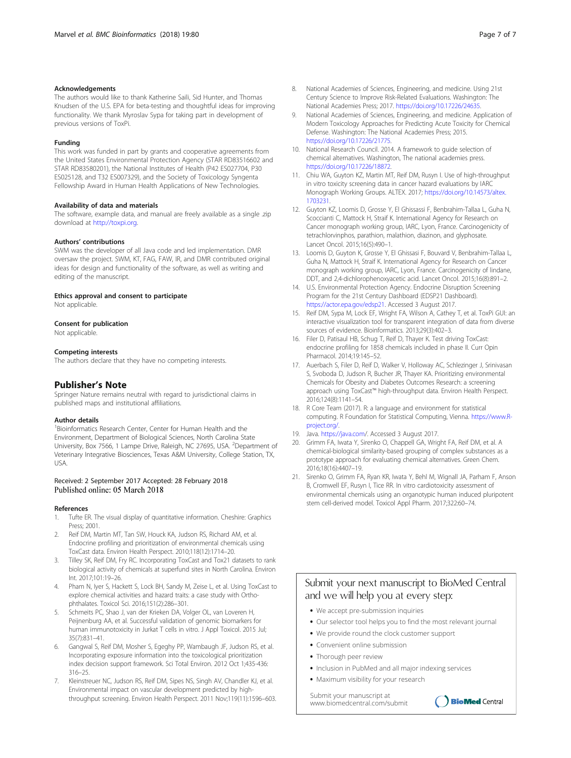#### Acknowledgements

The authors would like to thank Katherine Saili, Sid Hunter, and Thomas Knudsen of the U.S. EPA for beta-testing and thoughtful ideas for improving functionality. We thank Myroslav Sypa for taking part in development of previous versions of ToxPi.

#### Funding

This work was funded in part by grants and cooperative agreements from the United States Environmental Protection Agency (STAR RD83516602 and STAR RD83580201), the National Institutes of Health (P42 ES027704, P30 ES025128, and T32 ES007329), and the Society of Toxicology Syngenta Fellowship Award in Human Health Applications of New Technologies.

#### Availability of data and materials

The software, example data, and manual are freely available as a single .zip download at http://toxpi.org.

#### Authors' contributions

SWM was the developer of all Java code and led implementation. DMR oversaw the project. SWM, KT, FAG, FAW, IR, and DMR contributed original ideas for design and functionality of the software, as well as writing and editing of the manuscript.

#### Ethics approval and consent to participate

Not applicable.

#### Consent for publication

Not applicable.

#### Competing interests

The authors declare that they have no competing interests.

## Publisher's Note

Springer Nature remains neutral with regard to jurisdictional claims in published maps and institutional affiliations.

#### Author details

[1]Bioinformatics Research Center, Center for Human Health and the Environment, Department of Biological Sciences, North Carolina State University, Box 7566, 1 Lampe Drive, Raleigh, NC 27695, USA. [2]Department of Veterinary Integrative Biosciences, Texas A&M University, College Station, TX, USA.

Received: 2 September 2017 Accepted: 28 February 2018
Published online: 05 March 2018

#### References

1. Tufte ER. The visual display of quantitative information. Cheshire: Graphics Press; 2001.
2. Reif DM, Martin MT, Tan SW, Houck KA, Judson RS, Richard AM, et al. Endocrine profiling and prioritization of environmental chemicals using ToxCast data. Environ Health Perspect. 2010;118(12):1714–20.
3. Tilley SK, Reif DM, Fry RC. Incorporating ToxCast and Tox21 datasets to rank biological activity of chemicals at superfund sites in North Carolina. Environ Int. 2017;101:19–26.
4. Pham N, Iyer S, Hackett S, Lock BH, Sandy M, Zeise L, et al. Using ToxCast to explore chemical activities and hazard traits: a case study with Ortho-phthalates. Toxicol Sci. 2016;151(2):286–301.
5. Schmeits PC, Shao J, van der Krieken DA, Volger OL, van Loveren H, Peijnenburg AA, et al. Successful validation of genomic biomarkers for human immunotoxicity in Jurkat T cells in vitro. J Appl Toxicol. 2015 Jul; 35(7):831–41.
6. Gangwal S, Reif DM, Mosher S, Egeghy PP, Wambaugh JF, Judson RS, et al. Incorporating exposure information into the toxicological prioritization index decision support framework. Sci Total Environ. 2012 Oct 1;435-436: 316–25.
7. Kleinstreuer NC, Judson RS, Reif DM, Sipes NS, Singh AV, Chandler KJ, et al. Environmental impact on vascular development predicted by high-throughput screening. Environ Health Perspect. 2011 Nov;119(11):1596–603.
8. National Academies of Sciences, Engineering, and medicine. Using 21st Century Science to Improve Risk-Related Evaluations. Washington: The National Academies Press; 2017. https://doi.org/10.17226/24635.
9. National Academies of Sciences, Engineering, and medicine. Application of Modern Toxicology Approaches for Predicting Acute Toxicity for Chemical Defense. Washington: The National Academies Press; 2015. https://doi.org/10.17226/21775.
10. National Research Council. 2014. A framework to guide selection of chemical alternatives. Washington, The national academies press. https://doi.org/10.17226/18872.
11. Chiu WA, Guyton KZ, Martin MT, Reif DM, Rusyn I. Use of high-throughput in vitro toxicity screening data in cancer hazard evaluations by IARC Monograph Working Groups. ALTEX. 2017; https://doi.org/10.14573/altex.1703231.
12. Guyton KZ, Loomis D, Grosse Y, El Ghissassi F, Benbrahim-Tallaa L, Guha N, Scoccianti C, Mattock H, Straif K. International Agency for Research on Cancer monograph working group, IARC, Lyon, France. Carcinogenicity of tetrachlorvinphos, parathion, malathion, diazinon, and glyphosate. Lancet Oncol. 2015;16(5):490–1.
13. Loomis D, Guyton K, Grosse Y, El Ghissasi F, Bouvard V, Benbrahim-Tallaa L, Guha N, Mattock H, Straif K. International Agency for Research on Cancer monograph working group, IARC, Lyon, France. Carcinogenicity of lindane, DDT, and 2,4-dichlorophenoxyacetic acid. Lancet Oncol. 2015;16(8):891–2.
14. U.S. Environmental Protection Agency. Endocrine Disruption Screening Program for the 21st Century Dashboard (EDSP21 Dashboard). https://actor.epa.gov/edsp21. Accessed 3 August 2017.
15. Reif DM, Sypa M, Lock EF, Wright FA, Wilson A, Cathey T, et al. ToxPi GUI: an interactive visualization tool for transparent integration of data from diverse sources of evidence. Bioinformatics. 2013;29(3):402–3.
16. Filer D, Patisaul HB, Schug T, Reif D, Thayer K. Test driving ToxCast: endocrine profiling for 1858 chemicals included in phase II. Curr Opin Pharmacol. 2014;19:145–52.
17. Auerbach S, Filer D, Reif D, Walker V, Holloway AC, Schlezinger J, Srinivasan S, Svoboda D, Judson R, Bucher JR, Thayer KA. Prioritizing environmental Chemicals for Obesity and Diabetes Outcomes Research: a screening approach using ToxCast™ high-throughput data. Environ Health Perspect. 2016;124(8):1141–54.
18. R Core Team (2017). R: a language and environment for statistical computing. R Foundation for Statistical Computing, Vienna. https://www.R-project.org/.
19. Java. https://java.com/. Accessed 3 August 2017.
20. Grimm FA, Iwata Y, Sirenko O, Chappell GA, Wright FA, Reif DM, et al. A chemical-biological similarity-based grouping of complex substances as a prototype approach for evaluating chemical alternatives. Green Chem. 2016;18(16):4407–19.
21. Sirenko O, Grimm FA, Ryan KR, Iwata Y, Behl M, Wignall JA, Parham F, Anson B, Cromwell EF, Rusyn I, Tice RR. In vitro cardiotoxicity assessment of environmental chemicals using an organotypic human induced pluripotent stem cell-derived model. Toxicol Appl Pharm. 2017;322:60–74.

Submit your next manuscript to BioMed Central and we will help you at every step:

- We accept pre-submission inquiries
- Our selector tool helps you to find the most relevant journal
- We provide round the clock customer support
- Convenient online submission
- Thorough peer review
- Inclusion in PubMed and all major indexing services
- Maximum visibility for your research

Submit your manuscript at
www.biomedcentral.com/submit

BioMed Central